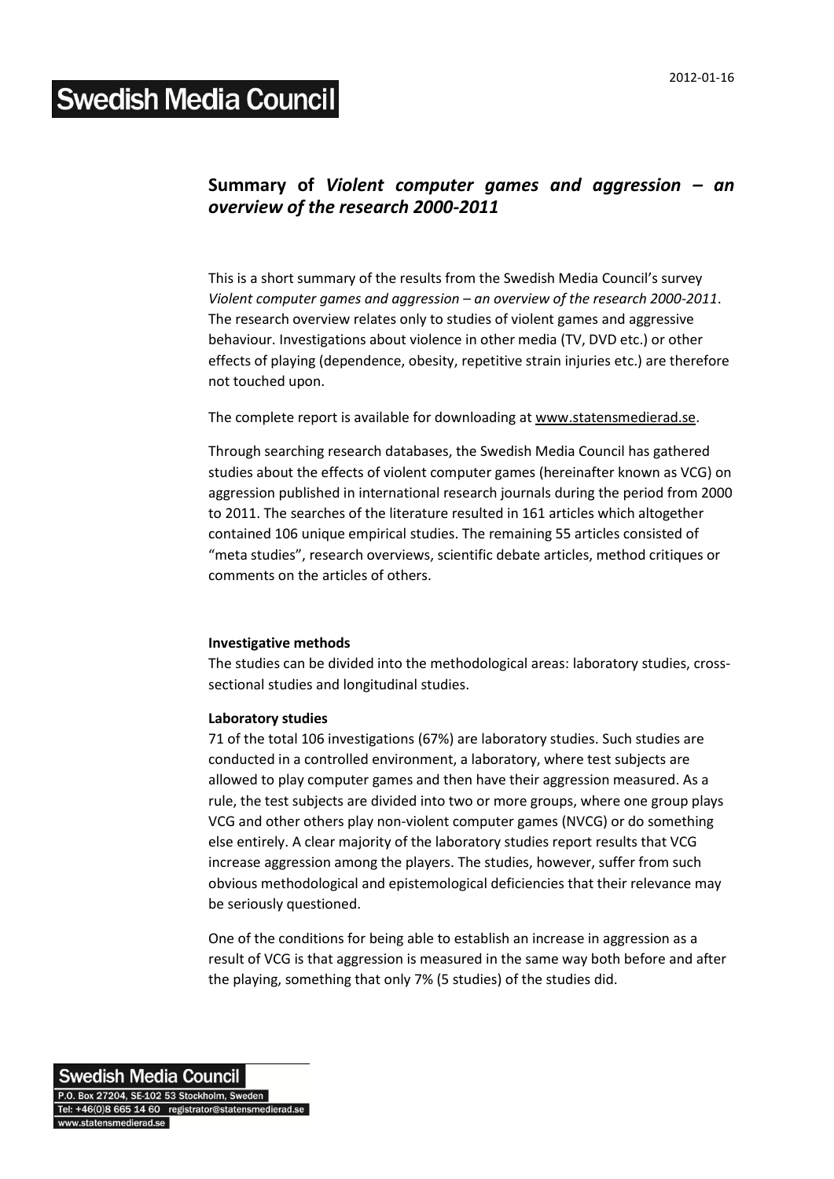2012-01-16

# Swedish Media Council

## Summary of *Violent computer games and aggression – an overview of the research 2000-2011*

This is a short summary of the results from the Swedish Media Council's survey *Violent computer games and aggression – an overview of the research 2000-2011*. The research overview relates only to studies of violent games and aggressive behaviour. Investigations about violence in other media (TV, DVD etc.) or other effects of playing (dependence, obesity, repetitive strain injuries etc.) are therefore not touched upon.

The complete report is available for downloading at www.statensmedierad.se.

Through searching research databases, the Swedish Media Council has gathered studies about the effects of violent computer games (hereinafter known as VCG) on aggression published in international research journals during the period from 2000 to 2011. The searches of the literature resulted in 161 articles which altogether contained 106 unique empirical studies. The remaining 55 articles consisted of "meta studies", research overviews, scientific debate articles, method critiques or comments on the articles of others.

**Investigative methods**

The studies can be divided into the methodological areas: laboratory studies, cross-sectional studies and longitudinal studies.

**Laboratory studies**

71 of the total 106 investigations (67%) are laboratory studies. Such studies are conducted in a controlled environment, a laboratory, where test subjects are allowed to play computer games and then have their aggression measured. As a rule, the test subjects are divided into two or more groups, where one group plays VCG and other others play non-violent computer games (NVCG) or do something else entirely. A clear majority of the laboratory studies report results that VCG increase aggression among the players. The studies, however, suffer from such obvious methodological and epistemological deficiencies that their relevance may be seriously questioned.

One of the conditions for being able to establish an increase in aggression as a result of VCG is that aggression is measured in the same way both before and after the playing, something that only 7% (5 studies) of the studies did.

Swedish Media Council
P.O. Box 27204, SE-102 53 Stockholm, Sweden
Tel: +46(0)8 665 14 60 registrator@statensmedierad.se
www.statensmedierad.se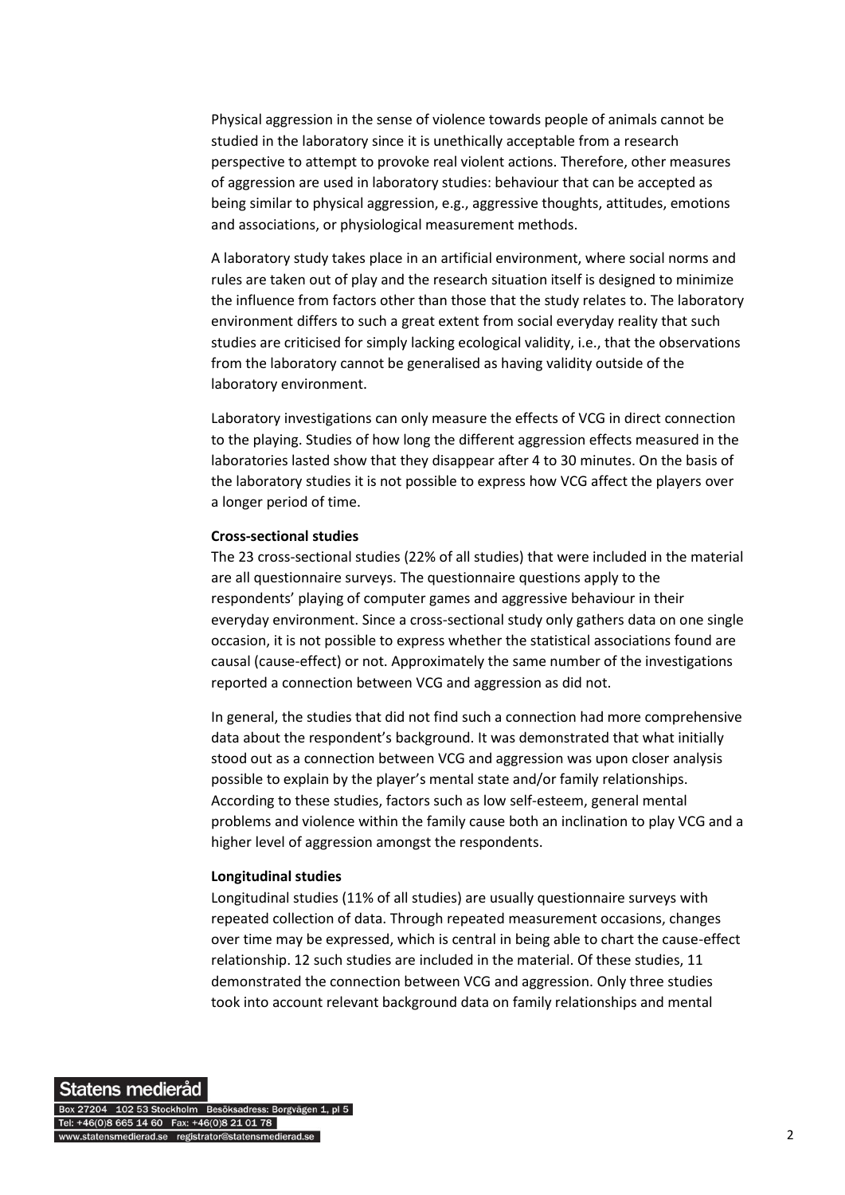Physical aggression in the sense of violence towards people of animals cannot be studied in the laboratory since it is unethically acceptable from a research perspective to attempt to provoke real violent actions. Therefore, other measures of aggression are used in laboratory studies: behaviour that can be accepted as being similar to physical aggression, e.g., aggressive thoughts, attitudes, emotions and associations, or physiological measurement methods.

A laboratory study takes place in an artificial environment, where social norms and rules are taken out of play and the research situation itself is designed to minimize the influence from factors other than those that the study relates to. The laboratory environment differs to such a great extent from social everyday reality that such studies are criticised for simply lacking ecological validity, i.e., that the observations from the laboratory cannot be generalised as having validity outside of the laboratory environment.

Laboratory investigations can only measure the effects of VCG in direct connection to the playing. Studies of how long the different aggression effects measured in the laboratories lasted show that they disappear after 4 to 30 minutes. On the basis of the laboratory studies it is not possible to express how VCG affect the players over a longer period of time.

**Cross-sectional studies**

The 23 cross-sectional studies (22% of all studies) that were included in the material are all questionnaire surveys. The questionnaire questions apply to the respondents' playing of computer games and aggressive behaviour in their everyday environment. Since a cross-sectional study only gathers data on one single occasion, it is not possible to express whether the statistical associations found are causal (cause-effect) or not. Approximately the same number of the investigations reported a connection between VCG and aggression as did not.

In general, the studies that did not find such a connection had more comprehensive data about the respondent's background. It was demonstrated that what initially stood out as a connection between VCG and aggression was upon closer analysis possible to explain by the player's mental state and/or family relationships. According to these studies, factors such as low self-esteem, general mental problems and violence within the family cause both an inclination to play VCG and a higher level of aggression amongst the respondents.

**Longitudinal studies**

Longitudinal studies (11% of all studies) are usually questionnaire surveys with repeated collection of data. Through repeated measurement occasions, changes over time may be expressed, which is central in being able to chart the cause-effect relationship. 12 such studies are included in the material. Of these studies, 11 demonstrated the connection between VCG and aggression. Only three studies took into account relevant background data on family relationships and mental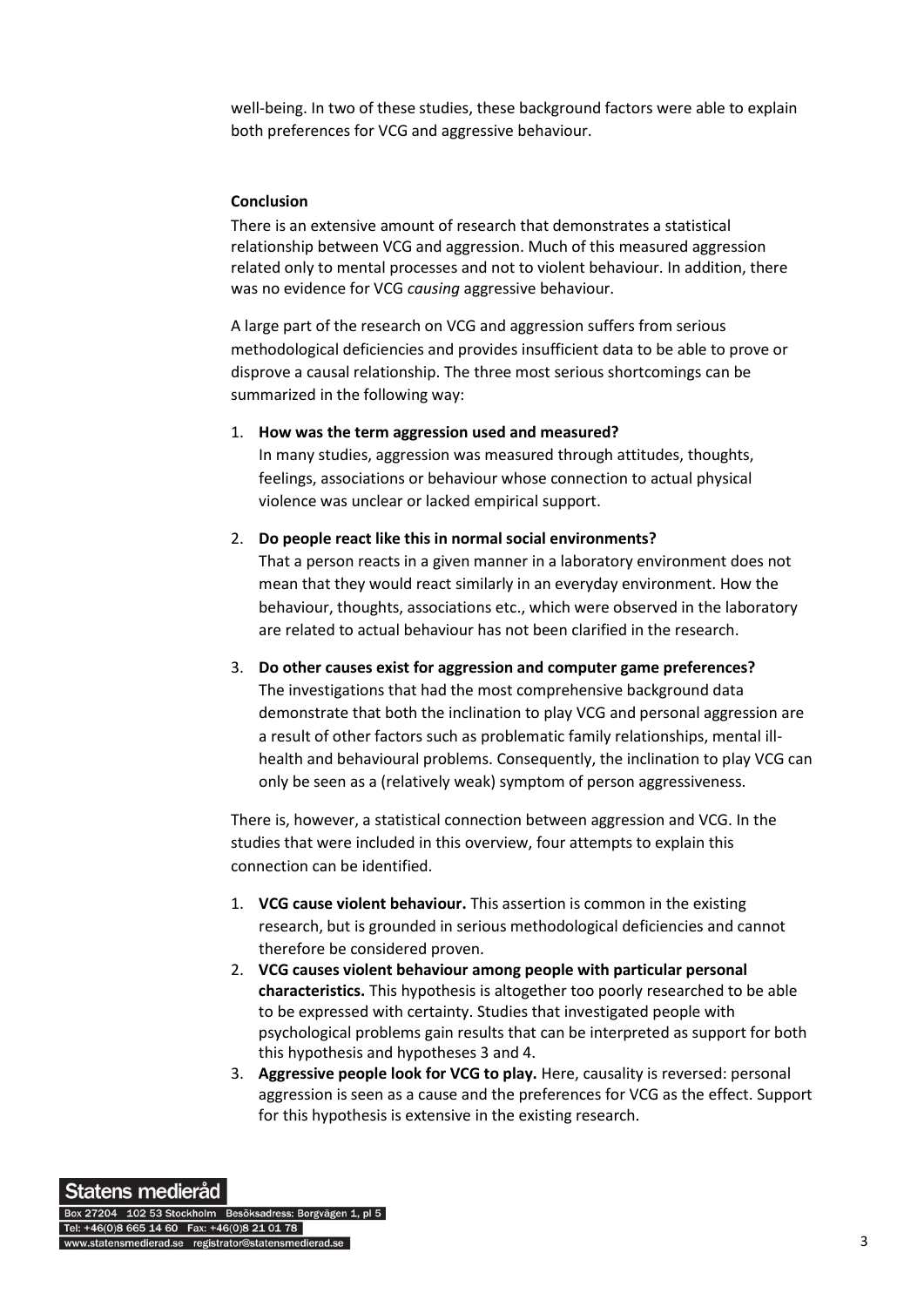well-being. In two of these studies, these background factors were able to explain both preferences for VCG and aggressive behaviour.

**Conclusion**

There is an extensive amount of research that demonstrates a statistical relationship between VCG and aggression. Much of this measured aggression related only to mental processes and not to violent behaviour. In addition, there was no evidence for VCG *causing* aggressive behaviour.

A large part of the research on VCG and aggression suffers from serious methodological deficiencies and provides insufficient data to be able to prove or disprove a causal relationship. The three most serious shortcomings can be summarized in the following way:

1. **How was the term aggression used and measured?**
   In many studies, aggression was measured through attitudes, thoughts, feelings, associations or behaviour whose connection to actual physical violence was unclear or lacked empirical support.

2. **Do people react like this in normal social environments?**
   That a person reacts in a given manner in a laboratory environment does not mean that they would react similarly in an everyday environment. How the behaviour, thoughts, associations etc., which were observed in the laboratory are related to actual behaviour has not been clarified in the research.

3. **Do other causes exist for aggression and computer game preferences?**
   The investigations that had the most comprehensive background data demonstrate that both the inclination to play VCG and personal aggression are a result of other factors such as problematic family relationships, mental ill-health and behavioural problems. Consequently, the inclination to play VCG can only be seen as a (relatively weak) symptom of person aggressiveness.

There is, however, a statistical connection between aggression and VCG. In the studies that were included in this overview, four attempts to explain this connection can be identified.

1. **VCG cause violent behaviour.** This assertion is common in the existing research, but is grounded in serious methodological deficiencies and cannot therefore be considered proven.
2. **VCG causes violent behaviour among people with particular personal characteristics.** This hypothesis is altogether too poorly researched to be able to be expressed with certainty. Studies that investigated people with psychological problems gain results that can be interpreted as support for both this hypothesis and hypotheses 3 and 4.
3. **Aggressive people look for VCG to play.** Here, causality is reversed: personal aggression is seen as a cause and the preferences for VCG as the effect. Support for this hypothesis is extensive in the existing research.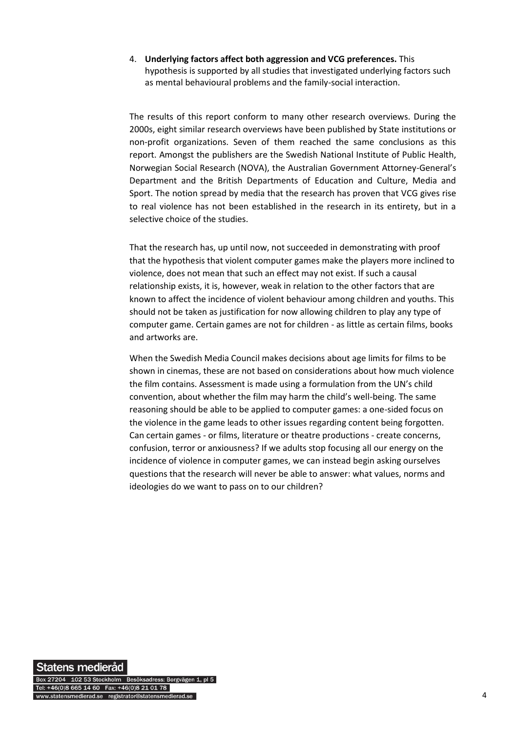4. **Underlying factors affect both aggression and VCG preferences.** This hypothesis is supported by all studies that investigated underlying factors such as mental behavioural problems and the family-social interaction.

The results of this report conform to many other research overviews. During the 2000s, eight similar research overviews have been published by State institutions or non-profit organizations. Seven of them reached the same conclusions as this report. Amongst the publishers are the Swedish National Institute of Public Health, Norwegian Social Research (NOVA), the Australian Government Attorney-General's Department and the British Departments of Education and Culture, Media and Sport. The notion spread by media that the research has proven that VCG gives rise to real violence has not been established in the research in its entirety, but in a selective choice of the studies.

That the research has, up until now, not succeeded in demonstrating with proof that the hypothesis that violent computer games make the players more inclined to violence, does not mean that such an effect may not exist. If such a causal relationship exists, it is, however, weak in relation to the other factors that are known to affect the incidence of violent behaviour among children and youths. This should not be taken as justification for now allowing children to play any type of computer game. Certain games are not for children - as little as certain films, books and artworks are.

When the Swedish Media Council makes decisions about age limits for films to be shown in cinemas, these are not based on considerations about how much violence the film contains. Assessment is made using a formulation from the UN's child convention, about whether the film may harm the child's well-being. The same reasoning should be able to be applied to computer games: a one-sided focus on the violence in the game leads to other issues regarding content being forgotten. Can certain games - or films, literature or theatre productions - create concerns, confusion, terror or anxiousness? If we adults stop focusing all our energy on the incidence of violence in computer games, we can instead begin asking ourselves questions that the research will never be able to answer: what values, norms and ideologies do we want to pass on to our children?